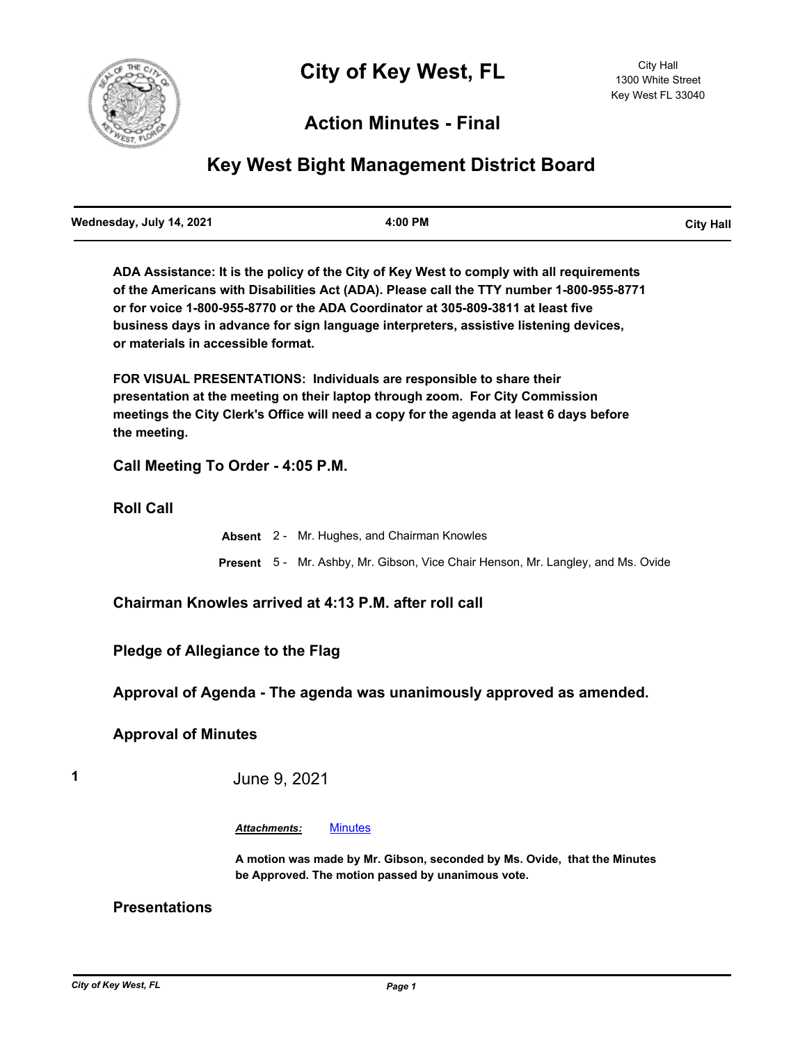# City of Key West, FL

City Hall
1300 White Street
Key West FL 33040

## Action Minutes - Final

## Key West Bight Management District Board

| Wednesday, July 14, 2021 | 4:00 PM | City Hall |
|---|---|---|

**ADA Assistance: It is the policy of the City of Key West to comply with all requirements of the Americans with Disabilities Act (ADA). Please call the TTY number 1-800-955-8771 or for voice 1-800-955-8770 or the ADA Coordinator at 305-809-3811 at least five business days in advance for sign language interpreters, assistive listening devices, or materials in accessible format.**

**FOR VISUAL PRESENTATIONS: Individuals are responsible to share their presentation at the meeting on their laptop through zoom. For City Commission meetings the City Clerk's Office will need a copy for the agenda at least 6 days before the meeting.**

### Call Meeting To Order - 4:05 P.M.

### Roll Call

**Absent** 2 - Mr. Hughes, and Chairman Knowles

**Present** 5 - Mr. Ashby, Mr. Gibson, Vice Chair Henson, Mr. Langley, and Ms. Ovide

### Chairman Knowles arrived at 4:13 P.M. after roll call

### Pledge of Allegiance to the Flag

### Approval of Agenda - The agenda was unanimously approved as amended.

### Approval of Minutes

**1** June 9, 2021

***Attachments:*** Minutes

**A motion was made by Mr. Gibson, seconded by Ms. Ovide, that the Minutes be Approved. The motion passed by unanimous vote.**

### Presentations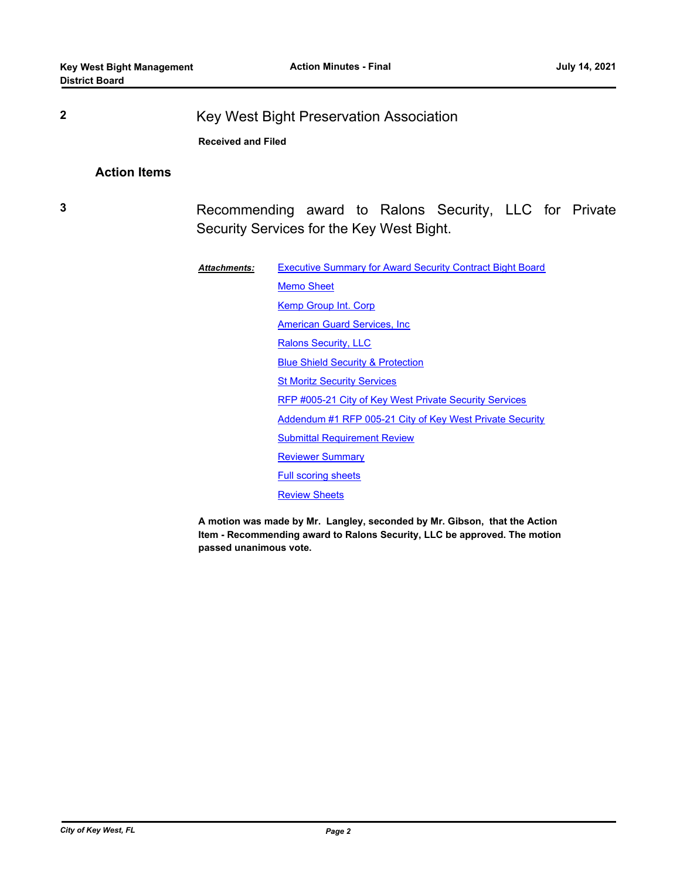**2** Key West Bight Preservation Association

**Received and Filed**

## Action Items

**3** Recommending award to Ralons Security, LLC for Private Security Services for the Key West Bight.

***Attachments:***

- Executive Summary for Award Security Contract Bight Board
- Memo Sheet
- Kemp Group Int. Corp
- American Guard Services, Inc
- Ralons Security, LLC
- Blue Shield Security & Protection
- St Moritz Security Services
- RFP #005-21 City of Key West Private Security Services
- Addendum #1 RFP 005-21 City of Key West Private Security
- Submittal Requirement Review
- Reviewer Summary
- Full scoring sheets
- Review Sheets

**A motion was made by Mr. Langley, seconded by Mr. Gibson, that the Action Item - Recommending award to Ralons Security, LLC be approved. The motion passed unanimous vote.**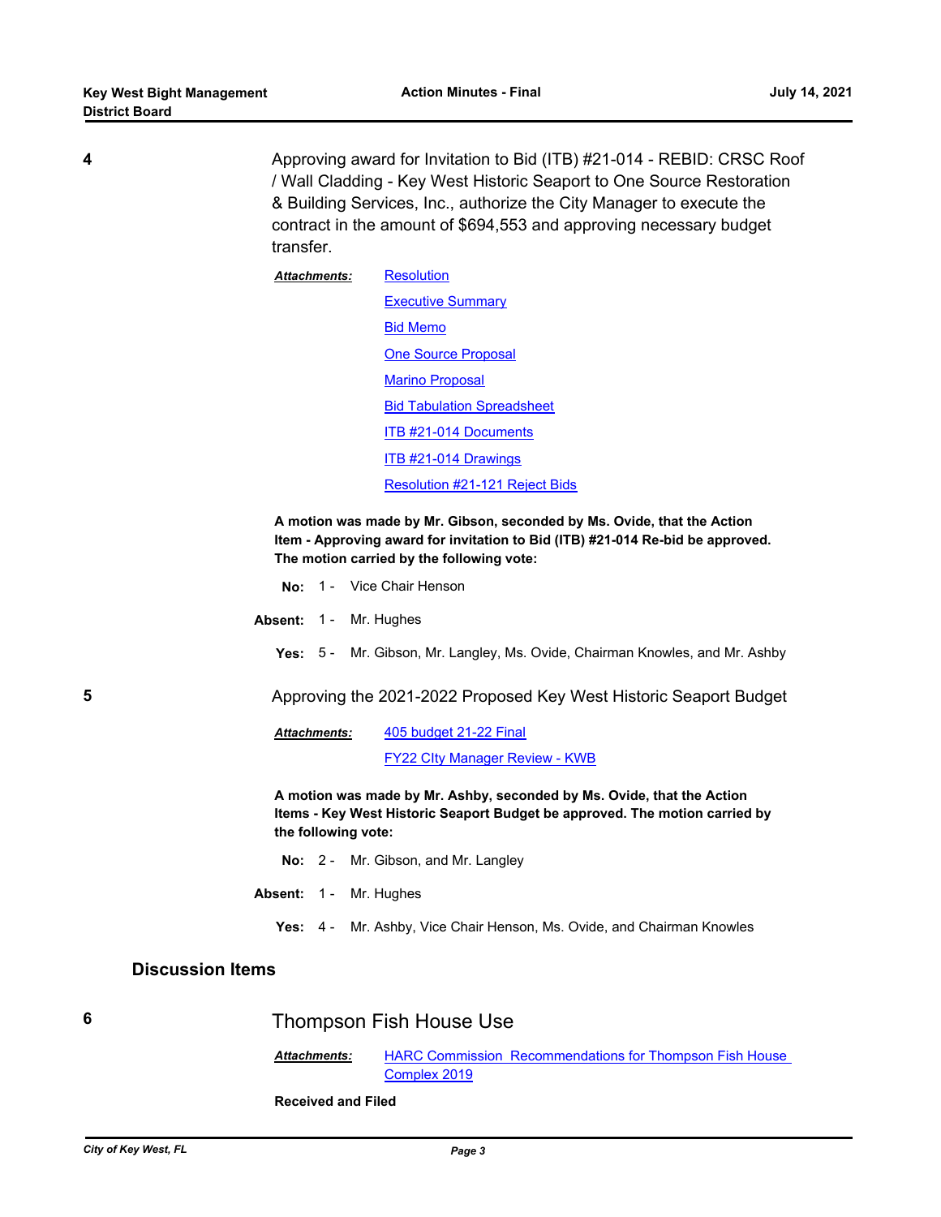**4** Approving award for Invitation to Bid (ITB) #21-014 - REBID: CRSC Roof / Wall Cladding - Key West Historic Seaport to One Source Restoration & Building Services, Inc., authorize the City Manager to execute the contract in the amount of $694,553 and approving necessary budget transfer.

***Attachments:*** Resolution
Executive Summary
Bid Memo
One Source Proposal
Marino Proposal
Bid Tabulation Spreadsheet
ITB #21-014 Documents
ITB #21-014 Drawings
Resolution #21-121 Reject Bids

**A motion was made by Mr. Gibson, seconded by Ms. Ovide, that the Action Item - Approving award for invitation to Bid (ITB) #21-014 Re-bid be approved. The motion carried by the following vote:**

**No:** 1 - Vice Chair Henson

**Absent:** 1 - Mr. Hughes

**Yes:** 5 - Mr. Gibson, Mr. Langley, Ms. Ovide, Chairman Knowles, and Mr. Ashby

**5** Approving the 2021-2022 Proposed Key West Historic Seaport Budget

***Attachments:*** 405 budget 21-22 Final
FY22 CIty Manager Review - KWB

**A motion was made by Mr. Ashby, seconded by Ms. Ovide, that the Action Items - Key West Historic Seaport Budget be approved. The motion carried by the following vote:**

**No:** 2 - Mr. Gibson, and Mr. Langley

**Absent:** 1 - Mr. Hughes

**Yes:** 4 - Mr. Ashby, Vice Chair Henson, Ms. Ovide, and Chairman Knowles

## Discussion Items

**6** Thompson Fish House Use

***Attachments:*** HARC Commission Recommendations for Thompson Fish House Complex 2019

**Received and Filed**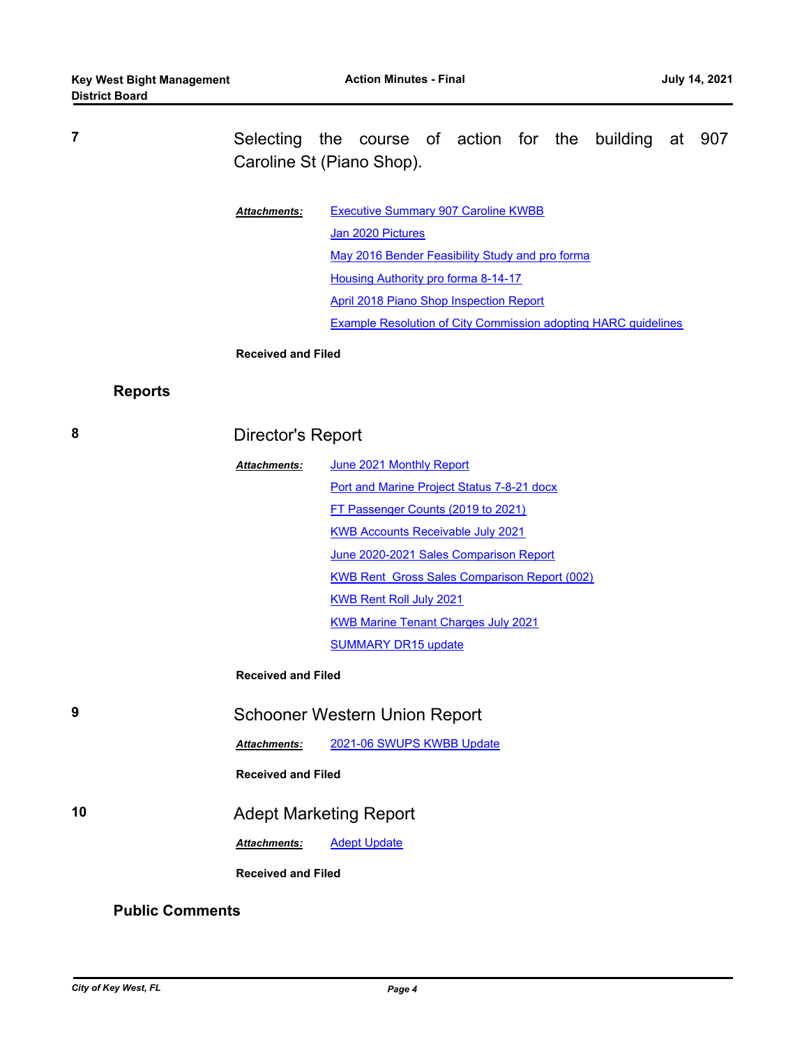**7** Selecting the course of action for the building at 907 Caroline St (Piano Shop).

***Attachments:***
- Executive Summary 907 Caroline KWBB
- Jan 2020 Pictures
- May 2016 Bender Feasibility Study and pro forma
- Housing Authority pro forma 8-14-17
- April 2018 Piano Shop Inspection Report
- Example Resolution of City Commission adopting HARC guidelines

**Received and Filed**

## Reports

**8** Director's Report

***Attachments:***
- June 2021 Monthly Report
- Port and Marine Project Status 7-8-21 docx
- FT Passenger Counts (2019 to 2021)
- KWB Accounts Receivable July 2021
- June 2020-2021 Sales Comparison Report
- KWB Rent  Gross Sales Comparison Report (002)
- KWB Rent Roll July 2021
- KWB Marine Tenant Charges July 2021
- SUMMARY DR15 update

**Received and Filed**

**9** Schooner Western Union Report

***Attachments:***
- 2021-06 SWUPS KWBB Update

**Received and Filed**

**10** Adept Marketing Report

***Attachments:***
- Adept Update

**Received and Filed**

## Public Comments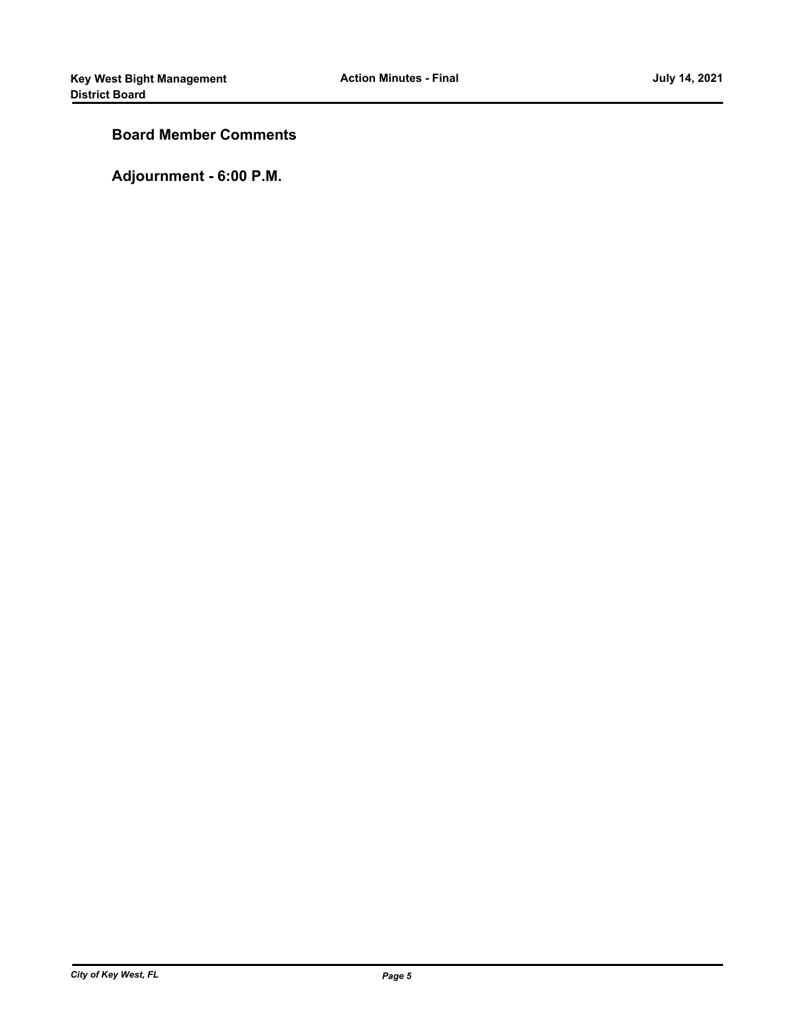## Board Member Comments

## Adjournment - 6:00 P.M.